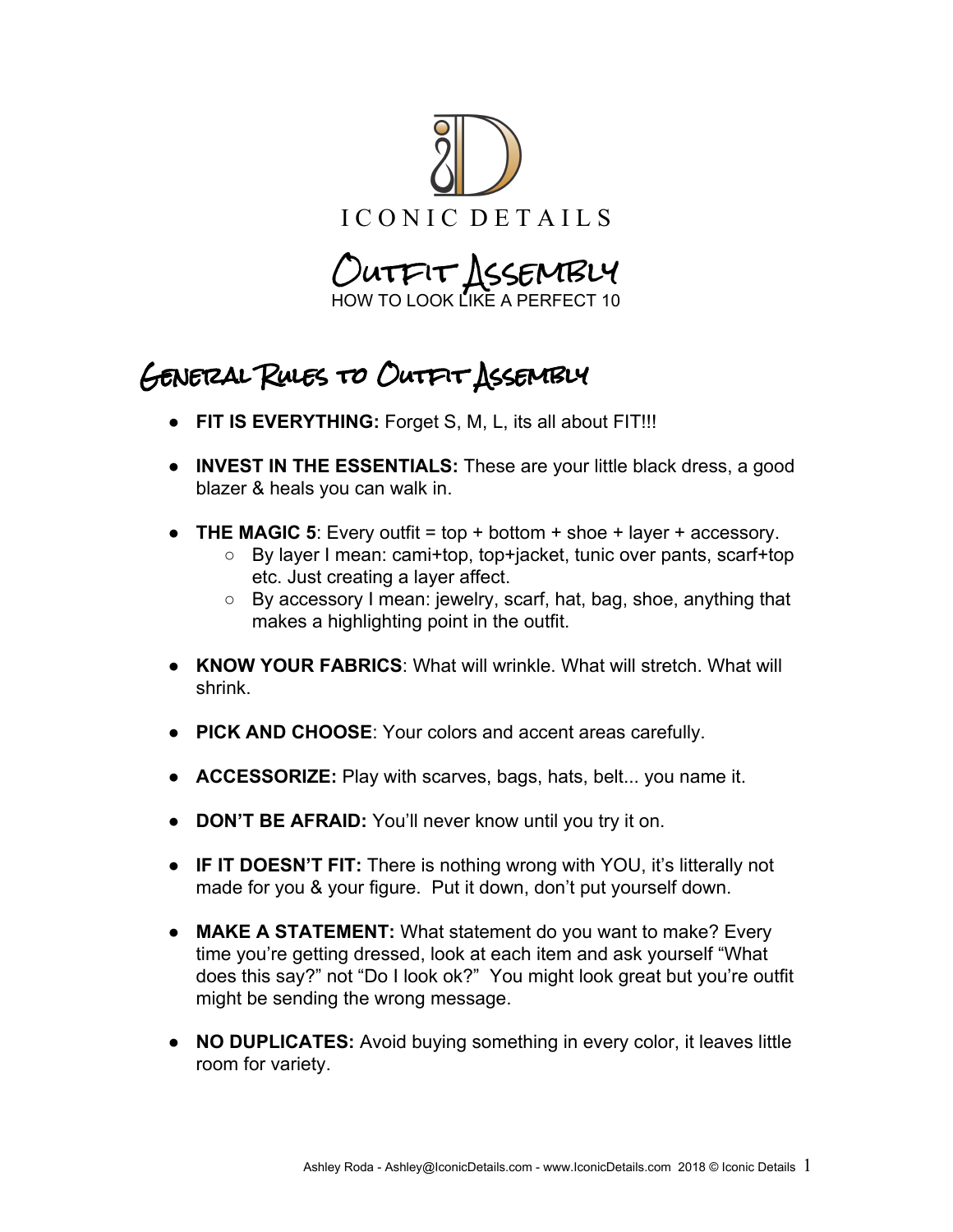ICONIC DETAILS

# Outfit Assembly

HOW TO LOOK LIKE A PERFECT 10

## General Rules to Outfit Assembly

- **FIT IS EVERYTHING:** Forget S, M, L, its all about FIT!!!
- **INVEST IN THE ESSENTIALS:** These are your little black dress, a good blazer & heals you can walk in.
- **THE MAGIC 5**: Every outfit = top + bottom + shoe + layer + accessory.
  - By layer I mean: cami+top, top+jacket, tunic over pants, scarf+top etc. Just creating a layer affect.
  - By accessory I mean: jewelry, scarf, hat, bag, shoe, anything that makes a highlighting point in the outfit.
- **KNOW YOUR FABRICS**: What will wrinkle. What will stretch. What will shrink.
- **PICK AND CHOOSE**: Your colors and accent areas carefully.
- **ACCESSORIZE:** Play with scarves, bags, hats, belt... you name it.
- **DON'T BE AFRAID:** You'll never know until you try it on.
- **IF IT DOESN'T FIT:** There is nothing wrong with YOU, it's litterally not made for you & your figure. Put it down, don't put yourself down.
- **MAKE A STATEMENT:** What statement do you want to make? Every time you're getting dressed, look at each item and ask yourself "What does this say?" not "Do I look ok?" You might look great but you're outfit might be sending the wrong message.
- **NO DUPLICATES:** Avoid buying something in every color, it leaves little room for variety.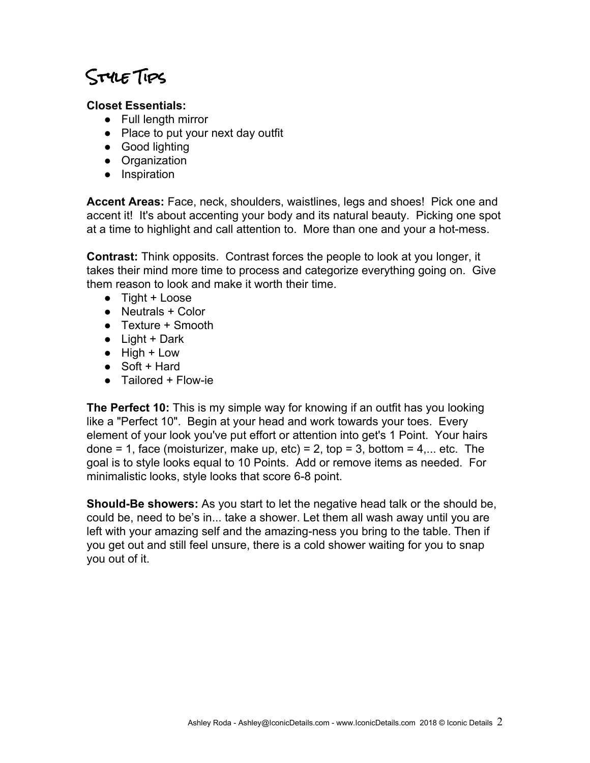# Style Tips

**Closet Essentials:**

- Full length mirror
- Place to put your next day outfit
- Good lighting
- Organization
- Inspiration

**Accent Areas:** Face, neck, shoulders, waistlines, legs and shoes! Pick one and accent it! It's about accenting your body and its natural beauty. Picking one spot at a time to highlight and call attention to. More than one and your a hot-mess.

**Contrast:** Think opposits. Contrast forces the people to look at you longer, it takes their mind more time to process and categorize everything going on. Give them reason to look and make it worth their time.

- Tight + Loose
- Neutrals + Color
- Texture + Smooth
- Light + Dark
- High + Low
- Soft + Hard
- Tailored + Flow-ie

**The Perfect 10:** This is my simple way for knowing if an outfit has you looking like a "Perfect 10". Begin at your head and work towards your toes. Every element of your look you've put effort or attention into get's 1 Point. Your hairs done = 1, face (moisturizer, make up, etc) = 2, top = 3, bottom = 4,... etc. The goal is to style looks equal to 10 Points. Add or remove items as needed. For minimalistic looks, style looks that score 6-8 point.

**Should-Be showers:** As you start to let the negative head talk or the should be, could be, need to be's in... take a shower. Let them all wash away until you are left with your amazing self and the amazing-ness you bring to the table. Then if you get out and still feel unsure, there is a cold shower waiting for you to snap you out of it.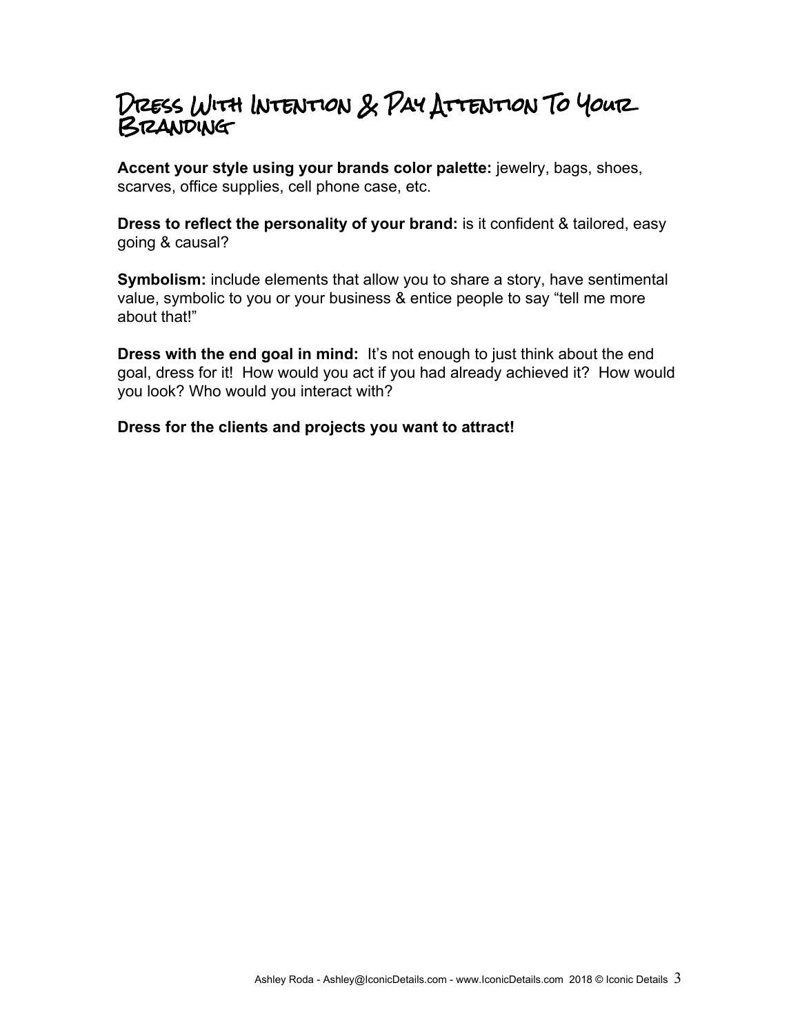# Dress With Intention & Pay Attention To Your Branding

**Accent your style using your brands color palette:** jewelry, bags, shoes, scarves, office supplies, cell phone case, etc.

**Dress to reflect the personality of your brand:** is it confident & tailored, easy going & causal?

**Symbolism:** include elements that allow you to share a story, have sentimental value, symbolic to you or your business & entice people to say "tell me more about that!"

**Dress with the end goal in mind:** It's not enough to just think about the end goal, dress for it! How would you act if you had already achieved it? How would you look? Who would you interact with?

**Dress for the clients and projects you want to attract!**